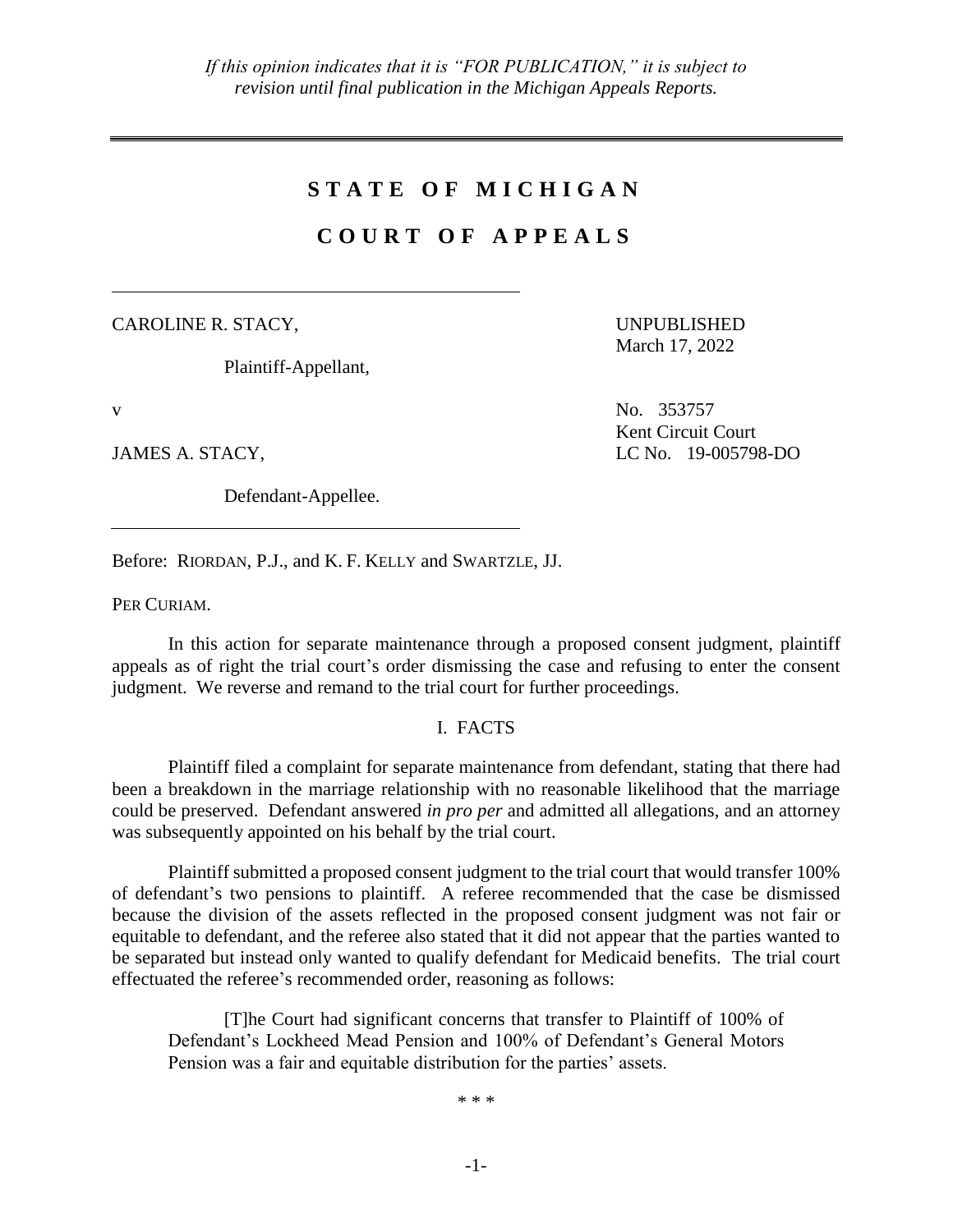*If this opinion indicates that it is "FOR PUBLICATION," it is subject to revision until final publication in the Michigan Appeals Reports.*

# S T A T E O F M I C H I G A N

## C O U R T O F A P P E A L S

CAROLINE R. STACY,

Plaintiff-Appellant,

v

JAMES A. STACY,

Defendant-Appellee.

UNPUBLISHED
March 17, 2022

No. 353757
Kent Circuit Court
LC No. 19-005798-DO

Before: RIORDAN, P.J., and K. F. KELLY and SWARTZLE, JJ.

PER CURIAM.

In this action for separate maintenance through a proposed consent judgment, plaintiff appeals as of right the trial court's order dismissing the case and refusing to enter the consent judgment. We reverse and remand to the trial court for further proceedings.

### I. FACTS

Plaintiff filed a complaint for separate maintenance from defendant, stating that there had been a breakdown in the marriage relationship with no reasonable likelihood that the marriage could be preserved. Defendant answered *in pro per* and admitted all allegations, and an attorney was subsequently appointed on his behalf by the trial court.

Plaintiff submitted a proposed consent judgment to the trial court that would transfer 100% of defendant's two pensions to plaintiff. A referee recommended that the case be dismissed because the division of the assets reflected in the proposed consent judgment was not fair or equitable to defendant, and the referee also stated that it did not appear that the parties wanted to be separated but instead only wanted to qualify defendant for Medicaid benefits. The trial court effectuated the referee's recommended order, reasoning as follows:

> [T]he Court had significant concerns that transfer to Plaintiff of 100% of Defendant's Lockheed Mead Pension and 100% of Defendant's General Motors Pension was a fair and equitable distribution for the parties' assets.
>
> \* \* \*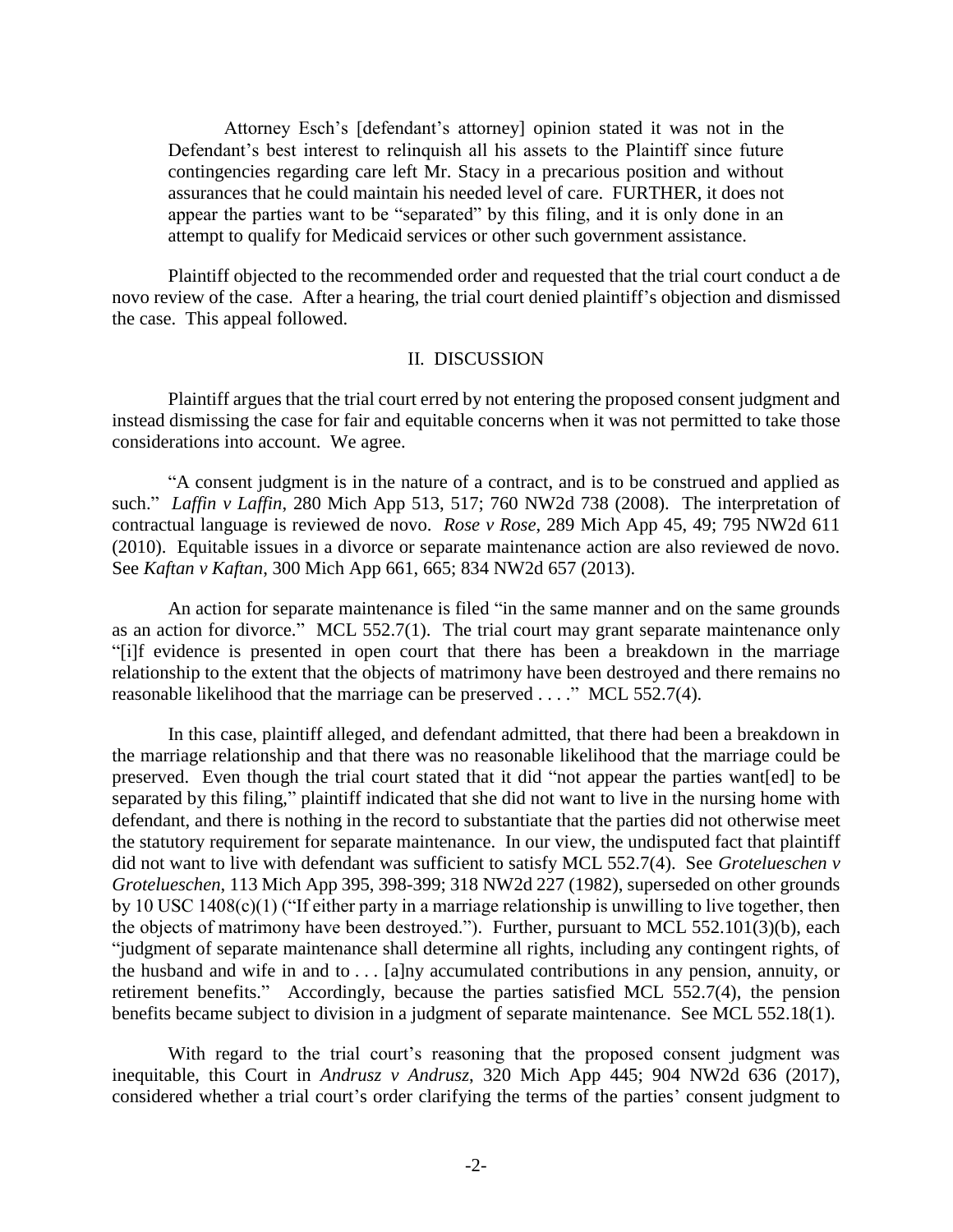> Attorney Esch's [defendant's attorney] opinion stated it was not in the Defendant's best interest to relinquish all his assets to the Plaintiff since future contingencies regarding care left Mr. Stacy in a precarious position and without assurances that he could maintain his needed level of care. FURTHER, it does not appear the parties want to be "separated" by this filing, and it is only done in an attempt to qualify for Medicaid services or other such government assistance.

Plaintiff objected to the recommended order and requested that the trial court conduct a de novo review of the case. After a hearing, the trial court denied plaintiff's objection and dismissed the case. This appeal followed.

## II. DISCUSSION

Plaintiff argues that the trial court erred by not entering the proposed consent judgment and instead dismissing the case for fair and equitable concerns when it was not permitted to take those considerations into account. We agree.

"A consent judgment is in the nature of a contract, and is to be construed and applied as such." *Laffin v Laffin*, 280 Mich App 513, 517; 760 NW2d 738 (2008). The interpretation of contractual language is reviewed de novo. *Rose v Rose*, 289 Mich App 45, 49; 795 NW2d 611 (2010). Equitable issues in a divorce or separate maintenance action are also reviewed de novo. See *Kaftan v Kaftan*, 300 Mich App 661, 665; 834 NW2d 657 (2013).

An action for separate maintenance is filed "in the same manner and on the same grounds as an action for divorce." MCL 552.7(1). The trial court may grant separate maintenance only "[i]f evidence is presented in open court that there has been a breakdown in the marriage relationship to the extent that the objects of matrimony have been destroyed and there remains no reasonable likelihood that the marriage can be preserved . . . ." MCL 552.7(4).

In this case, plaintiff alleged, and defendant admitted, that there had been a breakdown in the marriage relationship and that there was no reasonable likelihood that the marriage could be preserved. Even though the trial court stated that it did "not appear the parties want[ed] to be separated by this filing," plaintiff indicated that she did not want to live in the nursing home with defendant, and there is nothing in the record to substantiate that the parties did not otherwise meet the statutory requirement for separate maintenance. In our view, the undisputed fact that plaintiff did not want to live with defendant was sufficient to satisfy MCL 552.7(4). See *Grotelueschen v Grotelueschen*, 113 Mich App 395, 398-399; 318 NW2d 227 (1982), superseded on other grounds by 10 USC 1408(c)(1) ("If either party in a marriage relationship is unwilling to live together, then the objects of matrimony have been destroyed."). Further, pursuant to MCL 552.101(3)(b), each "judgment of separate maintenance shall determine all rights, including any contingent rights, of the husband and wife in and to . . . [a]ny accumulated contributions in any pension, annuity, or retirement benefits." Accordingly, because the parties satisfied MCL 552.7(4), the pension benefits became subject to division in a judgment of separate maintenance. See MCL 552.18(1).

With regard to the trial court's reasoning that the proposed consent judgment was inequitable, this Court in *Andrusz v Andrusz*, 320 Mich App 445; 904 NW2d 636 (2017), considered whether a trial court's order clarifying the terms of the parties' consent judgment to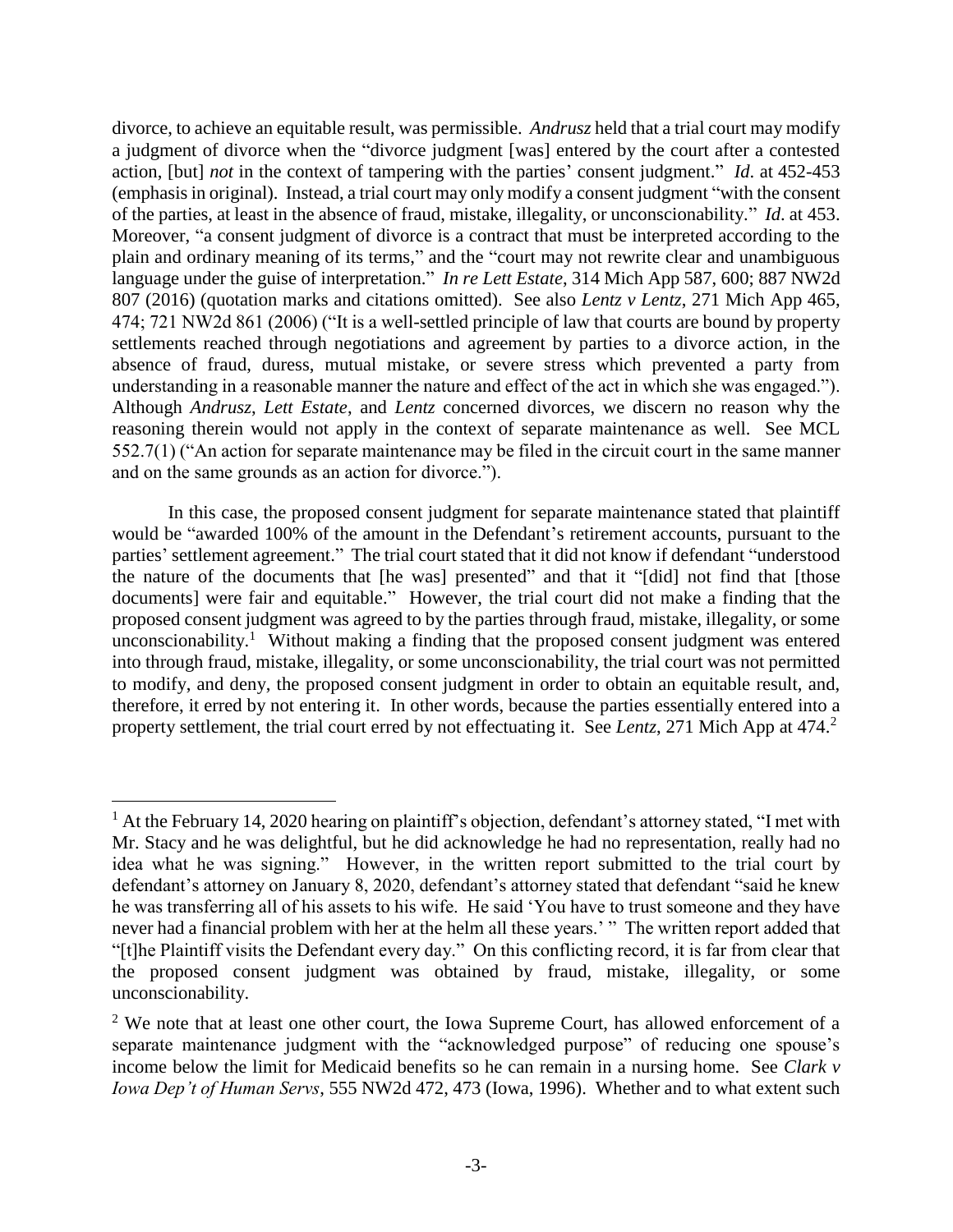divorce, to achieve an equitable result, was permissible. *Andrusz* held that a trial court may modify a judgment of divorce when the "divorce judgment [was] entered by the court after a contested action, [but] *not* in the context of tampering with the parties' consent judgment." *Id.* at 452-453 (emphasis in original). Instead, a trial court may only modify a consent judgment "with the consent of the parties, at least in the absence of fraud, mistake, illegality, or unconscionability." *Id.* at 453. Moreover, "a consent judgment of divorce is a contract that must be interpreted according to the plain and ordinary meaning of its terms," and the "court may not rewrite clear and unambiguous language under the guise of interpretation." *In re Lett Estate*, 314 Mich App 587, 600; 887 NW2d 807 (2016) (quotation marks and citations omitted). See also *Lentz v Lentz*, 271 Mich App 465, 474; 721 NW2d 861 (2006) ("It is a well-settled principle of law that courts are bound by property settlements reached through negotiations and agreement by parties to a divorce action, in the absence of fraud, duress, mutual mistake, or severe stress which prevented a party from understanding in a reasonable manner the nature and effect of the act in which she was engaged."). Although *Andrusz*, *Lett Estate*, and *Lentz* concerned divorces, we discern no reason why the reasoning therein would not apply in the context of separate maintenance as well. See MCL 552.7(1) ("An action for separate maintenance may be filed in the circuit court in the same manner and on the same grounds as an action for divorce.").

In this case, the proposed consent judgment for separate maintenance stated that plaintiff would be "awarded 100% of the amount in the Defendant's retirement accounts, pursuant to the parties' settlement agreement." The trial court stated that it did not know if defendant "understood the nature of the documents that [he was] presented" and that it "[did] not find that [those documents] were fair and equitable." However, the trial court did not make a finding that the proposed consent judgment was agreed to by the parties through fraud, mistake, illegality, or some unconscionability.[1] Without making a finding that the proposed consent judgment was entered into through fraud, mistake, illegality, or some unconscionability, the trial court was not permitted to modify, and deny, the proposed consent judgment in order to obtain an equitable result, and, therefore, it erred by not entering it. In other words, because the parties essentially entered into a property settlement, the trial court erred by not effectuating it. See *Lentz*, 271 Mich App at 474.[2]

---

[1] At the February 14, 2020 hearing on plaintiff's objection, defendant's attorney stated, "I met with Mr. Stacy and he was delightful, but he did acknowledge he had no representation, really had no idea what he was signing." However, in the written report submitted to the trial court by defendant's attorney on January 8, 2020, defendant's attorney stated that defendant "said he knew he was transferring all of his assets to his wife. He said 'You have to trust someone and they have never had a financial problem with her at the helm all these years.' " The written report added that "[t]he Plaintiff visits the Defendant every day." On this conflicting record, it is far from clear that the proposed consent judgment was obtained by fraud, mistake, illegality, or some unconscionability.

[2] We note that at least one other court, the Iowa Supreme Court, has allowed enforcement of a separate maintenance judgment with the "acknowledged purpose" of reducing one spouse's income below the limit for Medicaid benefits so he can remain in a nursing home. See *Clark v Iowa Dep't of Human Servs*, 555 NW2d 472, 473 (Iowa, 1996). Whether and to what extent such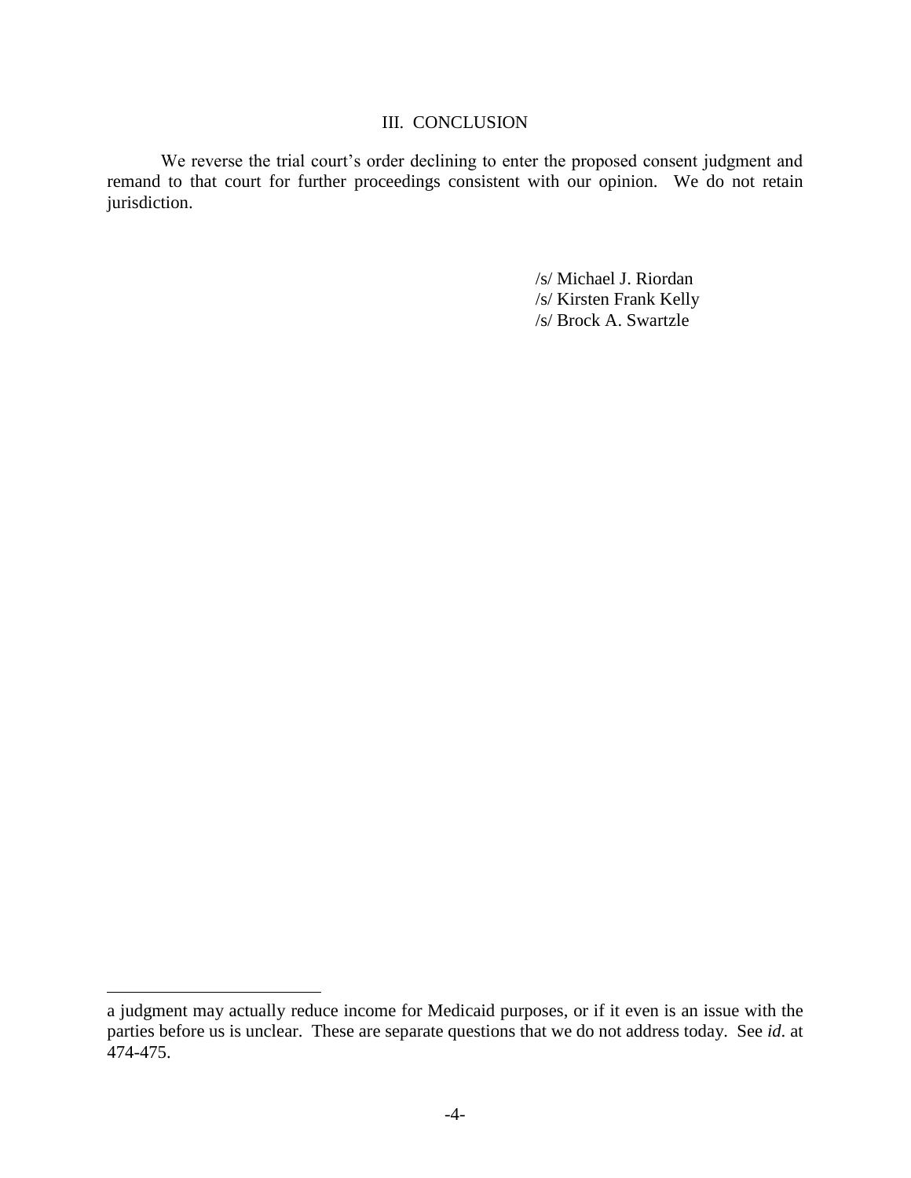## III. CONCLUSION

We reverse the trial court's order declining to enter the proposed consent judgment and remand to that court for further proceedings consistent with our opinion. We do not retain jurisdiction.

/s/ Michael J. Riordan
/s/ Kirsten Frank Kelly
/s/ Brock A. Swartzle

---

a judgment may actually reduce income for Medicaid purposes, or if it even is an issue with the parties before us is unclear. These are separate questions that we do not address today. See *id*. at 474-475.